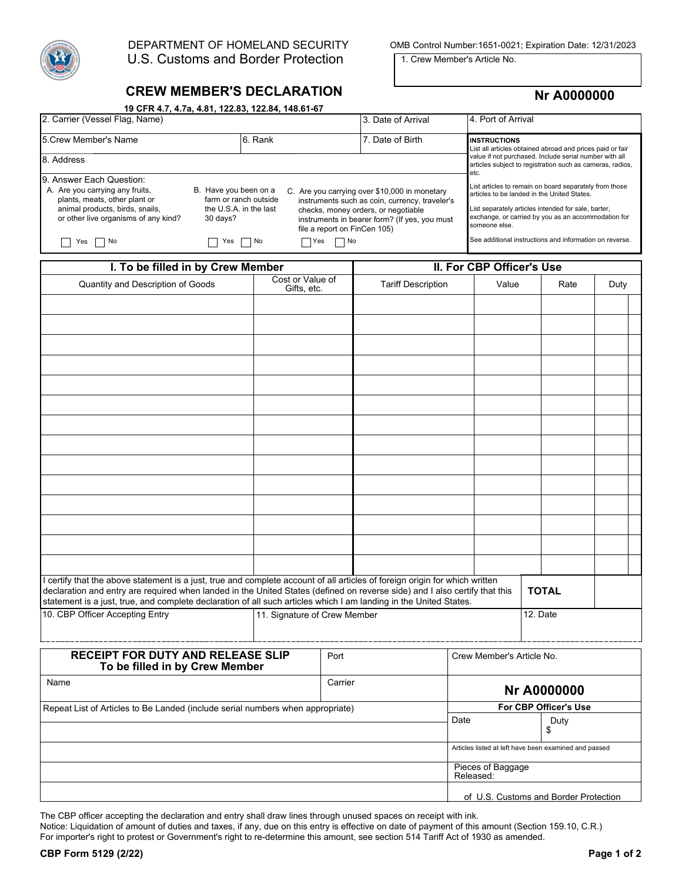DEPARTMENT OF HOMELAND SECURITY
U.S. Customs and Border Protection

OMB Control Number:1651-0021; Expiration Date: 12/31/2023

1. Crew Member's Article No.

# CREW MEMBER'S DECLARATION

**Nr A0000000**

**19 CFR 4.7, 4.7a, 4.81, 122.83, 122.84, 148.61-67**

| 2. Carrier (Vessel Flag, Name) | | 3. Date of Arrival | 4. Port of Arrival |
|---|---|---|---|
| 5.Crew Member's Name | 6. Rank | 7. Date of Birth | |
| 8. Address | | | |

9. Answer Each Question:

A. Are you carrying any fruits, plants, meats, other plant or animal products, birds, snails, or other live organisms of any kind? ☐ Yes ☐ No

B. Have you been on a farm or ranch outside the U.S.A. in the last 30 days? ☐ Yes ☐ No

C. Are you carrying over $10,000 in monetary instruments such as coin, currency, traveler's checks, money orders, or negotiable instruments in bearer form? (If yes, you must file a report on FinCen 105) ☐ Yes ☐ No

**INSTRUCTIONS**
List all articles obtained abroad and prices paid or fair value if not purchased. Include serial number with all articles subject to registration such as cameras, radios, etc.

List articles to remain on board separately from those articles to be landed in the United States.

List separately articles intended for sale, barter, exchange, or carried by you as an accommodation for someone else.

See additional instructions and information on reverse.

| **I. To be filled in by Crew Member** | | **II. For CBP Officer's Use** | | | |
|---|---|---|---|---|---|
| Quantity and Description of Goods | Cost or Value of Gifts, etc. | Tariff Description | Value | Rate | Duty |
| | | | | | |
| | | | | | |
| | | | | | |
| | | | | | |
| | | | | | |
| | | | | | |
| | | | | | |
| | | | | | |
| | | | | | |
| | | | | | |
| | | | | | |
| | | | | | |
| | | | | | |
| | | | | | |

I certify that the above statement is a just, true and complete account of all articles of foreign origin for which written declaration and entry are required when landed in the United States (defined on reverse side) and I also certify that this statement is a just, true, and complete declaration of all such articles which I am landing in the United States. **TOTAL**

| 10. CBP Officer Accepting Entry | 11. Signature of Crew Member | 12. Date |
|---|---|---|
| | | |

| **RECEIPT FOR DUTY AND RELEASE SLIP** **To be filled in by Crew Member** | Port | Crew Member's Article No. | |
|---|---|---|---|
| Name | Carrier | **Nr A0000000** | |
| Repeat List of Articles to Be Landed (include serial numbers when appropriate) | | **For CBP Officer's Use** | |
| | | Date | Duty $ |
| | | Articles listed at left have been examined and passed | |
| | | Pieces of Baggage Released: | |
| | | of U.S. Customs and Border Protection | |

The CBP officer accepting the declaration and entry shall draw lines through unused spaces on receipt with ink.
Notice: Liquidation of amount of duties and taxes, if any, due on this entry is effective on date of payment of this amount (Section 159.10, C.R.)
For importer's right to protest or Government's right to re-determine this amount, see section 514 Tariff Act of 1930 as amended.

**CBP Form 5129 (2/22)**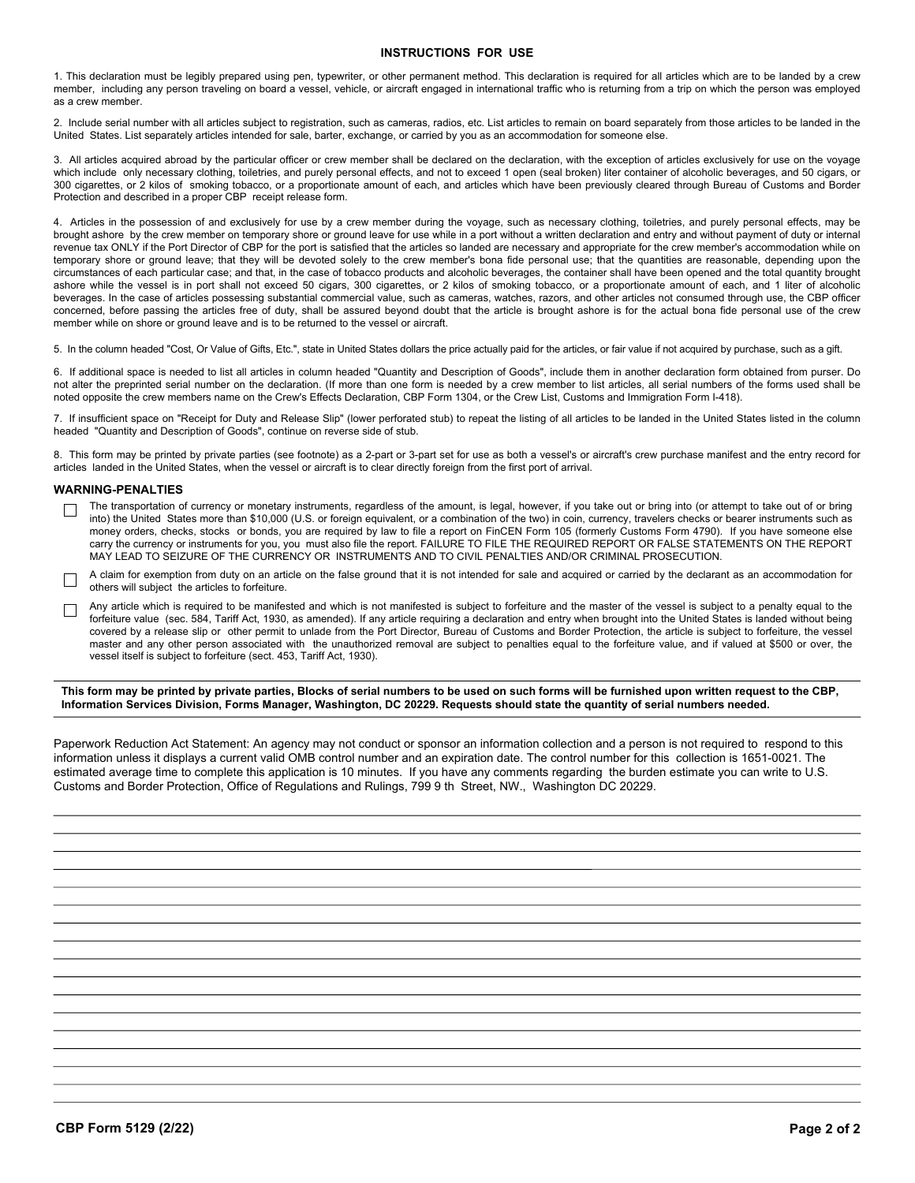## INSTRUCTIONS FOR USE

1. This declaration must be legibly prepared using pen, typewriter, or other permanent method. This declaration is required for all articles which are to be landed by a crew member, including any person traveling on board a vessel, vehicle, or aircraft engaged in international traffic who is returning from a trip on which the person was employed as a crew member.

2. Include serial number with all articles subject to registration, such as cameras, radios, etc. List articles to remain on board separately from those articles to be landed in the United States. List separately articles intended for sale, barter, exchange, or carried by you as an accommodation for someone else.

3. All articles acquired abroad by the particular officer or crew member shall be declared on the declaration, with the exception of articles exclusively for use on the voyage which include only necessary clothing, toiletries, and purely personal effects, and not to exceed 1 open (seal broken) liter container of alcoholic beverages, and 50 cigars, or 300 cigarettes, or 2 kilos of smoking tobacco, or a proportionate amount of each, and articles which have been previously cleared through Bureau of Customs and Border Protection and described in a proper CBP receipt release form.

4. Articles in the possession of and exclusively for use by a crew member during the voyage, such as necessary clothing, toiletries, and purely personal effects, may be brought ashore by the crew member on temporary shore or ground leave for use while in a port without a written declaration and entry and without payment of duty or internal revenue tax ONLY if the Port Director of CBP for the port is satisfied that the articles so landed are necessary and appropriate for the crew member's accommodation while on temporary shore or ground leave; that they will be devoted solely to the crew member's bona fide personal use; that the quantities are reasonable, depending upon the circumstances of each particular case; and that, in the case of tobacco products and alcoholic beverages, the container shall have been opened and the total quantity brought ashore while the vessel is in port shall not exceed 50 cigars, 300 cigarettes, or 2 kilos of smoking tobacco, or a proportionate amount of each, and 1 liter of alcoholic beverages. In the case of articles possessing substantial commercial value, such as cameras, watches, razors, and other articles not consumed through use, the CBP officer concerned, before passing the articles free of duty, shall be assured beyond doubt that the article is brought ashore is for the actual bona fide personal use of the crew member while on shore or ground leave and is to be returned to the vessel or aircraft.

5. In the column headed "Cost, Or Value of Gifts, Etc.", state in United States dollars the price actually paid for the articles, or fair value if not acquired by purchase, such as a gift.

6. If additional space is needed to list all articles in column headed "Quantity and Description of Goods", include them in another declaration form obtained from purser. Do not alter the preprinted serial number on the declaration. (If more than one form is needed by a crew member to list articles, all serial numbers of the forms used shall be noted opposite the crew members name on the Crew's Effects Declaration, CBP Form 1304, or the Crew List, Customs and Immigration Form I-418).

7. If insufficient space on "Receipt for Duty and Release Slip" (lower perforated stub) to repeat the listing of all articles to be landed in the United States listed in the column headed "Quantity and Description of Goods", continue on reverse side of stub.

8. This form may be printed by private parties (see footnote) as a 2-part or 3-part set for use as both a vessel's or aircraft's crew purchase manifest and the entry record for articles landed in the United States, when the vessel or aircraft is to clear directly foreign from the first port of arrival.

### WARNING-PENALTIES

- ☐ The transportation of currency or monetary instruments, regardless of the amount, is legal, however, if you take out or bring into (or attempt to take out of or bring into) the United States more than $10,000 (U.S. or foreign equivalent, or a combination of the two) in coin, currency, travelers checks or bearer instruments such as money orders, checks, stocks or bonds, you are required by law to file a report on FinCEN Form 105 (formerly Customs Form 4790). If you have someone else carry the currency or instruments for you, you must also file the report. FAILURE TO FILE THE REQUIRED REPORT OR FALSE STATEMENTS ON THE REPORT MAY LEAD TO SEIZURE OF THE CURRENCY OR INSTRUMENTS AND TO CIVIL PENALTIES AND/OR CRIMINAL PROSECUTION.
- ☐ A claim for exemption from duty on an article on the false ground that it is not intended for sale and acquired or carried by the declarant as an accommodation for others will subject the articles to forfeiture.
- ☐ Any article which is required to be manifested and which is not manifested is subject to forfeiture and the master of the vessel is subject to a penalty equal to the forfeiture value (sec. 584, Tariff Act, 1930, as amended). If any article requiring a declaration and entry when brought into the United States is landed without being covered by a release slip or other permit to unlade from the Port Director, Bureau of Customs and Border Protection, the article is subject to forfeiture, the vessel master and any other person associated with the unauthorized removal are subject to penalties equal to the forfeiture value, and if valued at $500 or over, the vessel itself is subject to forfeiture (sect. 453, Tariff Act, 1930).

**This form may be printed by private parties, Blocks of serial numbers to be used on such forms will be furnished upon written request to the CBP, Information Services Division, Forms Manager, Washington, DC 20229. Requests should state the quantity of serial numbers needed.**

Paperwork Reduction Act Statement: An agency may not conduct or sponsor an information collection and a person is not required to respond to this information unless it displays a current valid OMB control number and an expiration date. The control number for this collection is 1651-0021. The estimated average time to complete this application is 10 minutes. If you have any comments regarding the burden estimate you can write to U.S. Customs and Border Protection, Office of Regulations and Rulings, 799 9 th Street, NW., Washington DC 20229.

**CBP Form 5129 (2/22)**